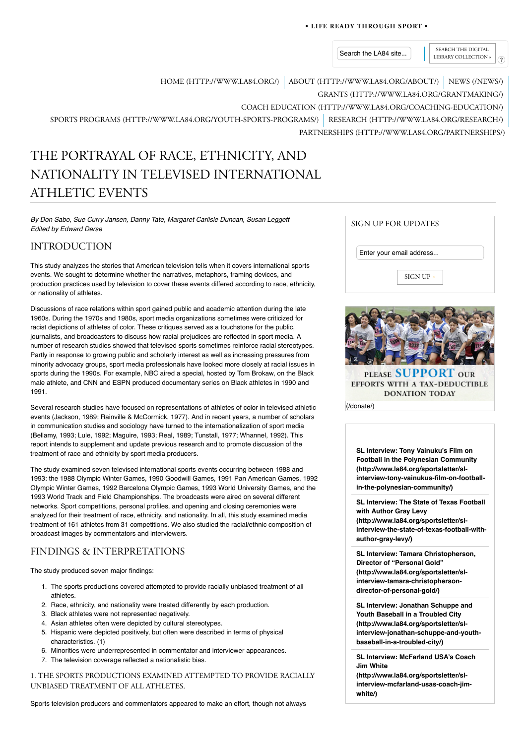# THE PORTRAYAL OF RACE, ETHNICITY, AND NATIONALITY IN TELEVISED INTERNATIONAL ATHLETIC EVENTS

*By Don Sabo, Sue Curry Jansen, Danny Tate, Margaret Carlisle Duncan, Susan Leggett*
*Edited by Edward Derse*

## INTRODUCTION

This study analyzes the stories that American television tells when it covers international sports events. We sought to determine whether the narratives, metaphors, framing devices, and production practices used by television to cover these events differed according to race, ethnicity, or nationality of athletes.

Discussions of race relations within sport gained public and academic attention during the late 1960s. During the 1970s and 1980s, sport media organizations sometimes were criticized for racist depictions of athletes of color. These critiques served as a touchstone for the public, journalists, and broadcasters to discuss how racial prejudices are reflected in sport media. A number of research studies showed that televised sports sometimes reinforce racial stereotypes. Partly in response to growing public and scholarly interest as well as increasing pressures from minority advocacy groups, sport media professionals have looked more closely at racial issues in sports during the 1990s. For example, NBC aired a special, hosted by Tom Brokaw, on the Black male athlete, and CNN and ESPN produced documentary series on Black athletes in 1990 and 1991.

Several research studies have focused on representations of athletes of color in televised athletic events (Jackson, 1989; Rainville & McCormick, 1977). And in recent years, a number of scholars in communication studies and sociology have turned to the internationalization of sport media (Bellamy, 1993; Lule, 1992; Maguire, 1993; Real, 1989; Tunstall, 1977; Whannel, 1992). This report intends to supplement and update previous research and to promote discussion of the treatment of race and ethnicity by sport media producers.

The study examined seven televised international sports events occurring between 1988 and 1993: the 1988 Olympic Winter Games, 1990 Goodwill Games, 1991 Pan American Games, 1992 Olympic Winter Games, 1992 Barcelona Olympic Games, 1993 World University Games, and the 1993 World Track and Field Championships. The broadcasts were aired on several different networks. Sport competitions, personal profiles, and opening and closing ceremonies were analyzed for their treatment of race, ethnicity, and nationality. In all, this study examined media treatment of 161 athletes from 31 competitions. We also studied the racial/ethnic composition of broadcast images by commentators and interviewers.

## FINDINGS & INTERPRETATIONS

The study produced seven major findings:

1. The sports productions covered attempted to provide racially unbiased treatment of all athletes.
2. Race, ethnicity, and nationality were treated differently by each production.
3. Black athletes were not represented negatively.
4. Asian athletes often were depicted by cultural stereotypes.
5. Hispanic were depicted positively, but often were described in terms of physical characteristics. (1)
6. Minorities were underrepresented in commentator and interviewer appearances.
7. The television coverage reflected a nationalistic bias.

### 1. THE SPORTS PRODUCTIONS EXAMINED ATTEMPTED TO PROVIDE RACIALLY UNBIASED TREATMENT OF ALL ATHLETES.

Sports television producers and commentators appeared to make an effort, though not always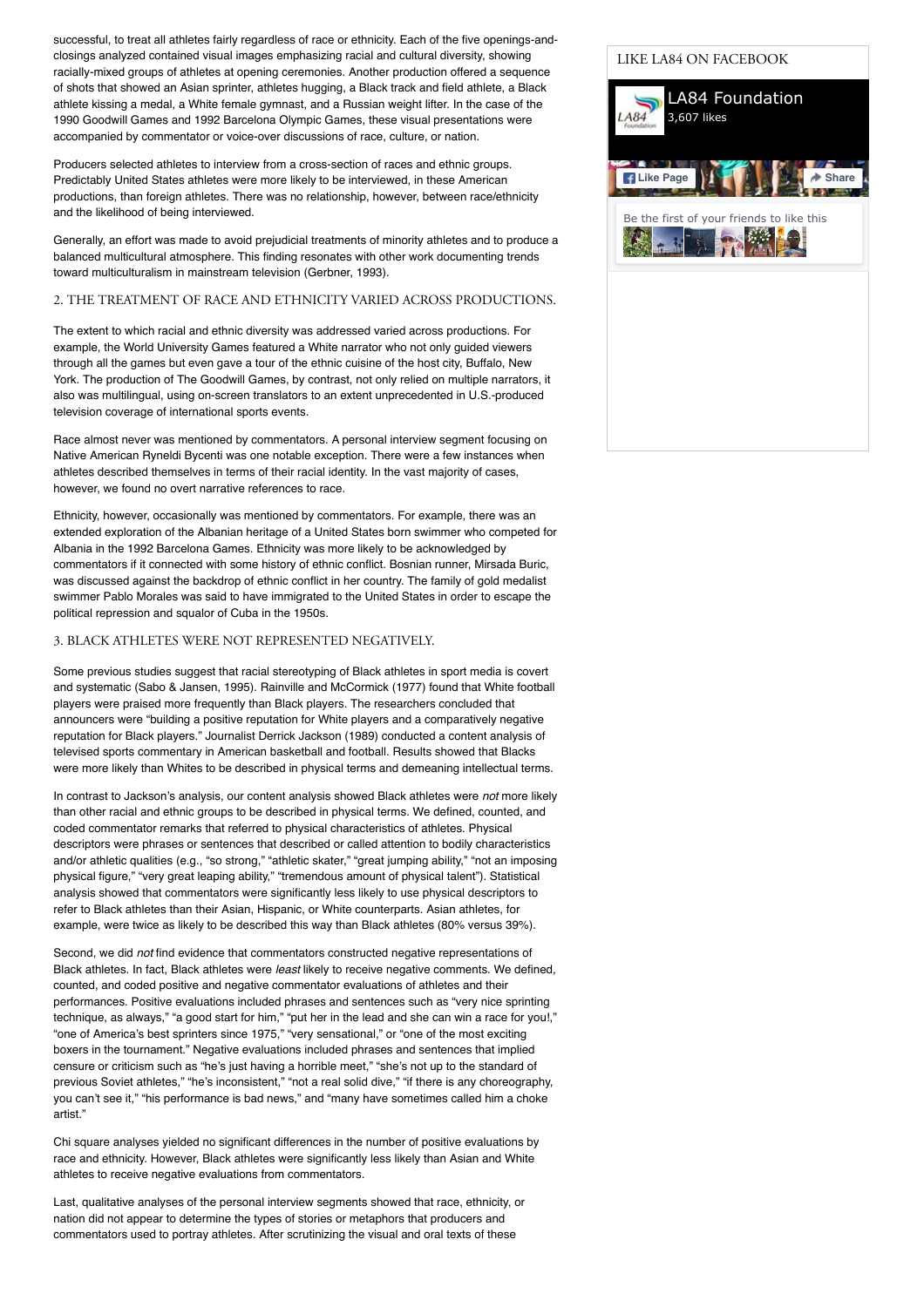successful, to treat all athletes fairly regardless of race or ethnicity. Each of the five openings-and-closings analyzed contained visual images emphasizing racial and cultural diversity, showing racially-mixed groups of athletes at opening ceremonies. Another production offered a sequence of shots that showed an Asian sprinter, athletes hugging, a Black track and field athlete, a Black athlete kissing a medal, a White female gymnast, and a Russian weight lifter. In the case of the 1990 Goodwill Games and 1992 Barcelona Olympic Games, these visual presentations were accompanied by commentator or voice-over discussions of race, culture, or nation.

Producers selected athletes to interview from a cross-section of races and ethnic groups. Predictably United States athletes were more likely to be interviewed, in these American productions, than foreign athletes. There was no relationship, however, between race/ethnicity and the likelihood of being interviewed.

Generally, an effort was made to avoid prejudicial treatments of minority athletes and to produce a balanced multicultural atmosphere. This finding resonates with other work documenting trends toward multiculturalism in mainstream television (Gerbner, 1993).

### 2. THE TREATMENT OF RACE AND ETHNICITY VARIED ACROSS PRODUCTIONS.

The extent to which racial and ethnic diversity was addressed varied across productions. For example, the World University Games featured a White narrator who not only guided viewers through all the games but even gave a tour of the ethnic cuisine of the host city, Buffalo, New York. The production of The Goodwill Games, by contrast, not only relied on multiple narrators, it also was multilingual, using on-screen translators to an extent unprecedented in U.S.-produced television coverage of international sports events.

Race almost never was mentioned by commentators. A personal interview segment focusing on Native American Ryneldi Bycenti was one notable exception. There were a few instances when athletes described themselves in terms of their racial identity. In the vast majority of cases, however, we found no overt narrative references to race.

Ethnicity, however, occasionally was mentioned by commentators. For example, there was an extended exploration of the Albanian heritage of a United States born swimmer who competed for Albania in the 1992 Barcelona Games. Ethnicity was more likely to be acknowledged by commentators if it connected with some history of ethnic conflict. Bosnian runner, Mirsada Buric, was discussed against the backdrop of ethnic conflict in her country. The family of gold medalist swimmer Pablo Morales was said to have immigrated to the United States in order to escape the political repression and squalor of Cuba in the 1950s.

### 3. BLACK ATHLETES WERE NOT REPRESENTED NEGATIVELY.

Some previous studies suggest that racial stereotyping of Black athletes in sport media is covert and systematic (Sabo & Jansen, 1995). Rainville and McCormick (1977) found that White football players were praised more frequently than Black players. The researchers concluded that announcers were "building a positive reputation for White players and a comparatively negative reputation for Black players." Journalist Derrick Jackson (1989) conducted a content analysis of televised sports commentary in American basketball and football. Results showed that Blacks were more likely than Whites to be described in physical terms and demeaning intellectual terms.

In contrast to Jackson's analysis, our content analysis showed Black athletes were *not* more likely than other racial and ethnic groups to be described in physical terms. We defined, counted, and coded commentator remarks that referred to physical characteristics of athletes. Physical descriptors were phrases or sentences that described or called attention to bodily characteristics and/or athletic qualities (e.g., "so strong," "athletic skater," "great jumping ability," "not an imposing physical figure," "very great leaping ability," "tremendous amount of physical talent"). Statistical analysis showed that commentators were significantly less likely to use physical descriptors to refer to Black athletes than their Asian, Hispanic, or White counterparts. Asian athletes, for example, were twice as likely to be described this way than Black athletes (80% versus 39%).

Second, we did *not* find evidence that commentators constructed negative representations of Black athletes. In fact, Black athletes were *least* likely to receive negative comments. We defined, counted, and coded positive and negative commentator evaluations of athletes and their performances. Positive evaluations included phrases and sentences such as "very nice sprinting technique, as always," "a good start for him," "put her in the lead and she can win a race for you!," "one of America's best sprinters since 1975," "very sensational," or "one of the most exciting boxers in the tournament." Negative evaluations included phrases and sentences that implied censure or criticism such as "he's just having a horrible meet," "she's not up to the standard of previous Soviet athletes," "he's inconsistent," "not a real solid dive," "if there is any choreography, you can't see it," "his performance is bad news," and "many have sometimes called him a choke artist."

Chi square analyses yielded no significant differences in the number of positive evaluations by race and ethnicity. However, Black athletes were significantly less likely than Asian and White athletes to receive negative evaluations from commentators.

Last, qualitative analyses of the personal interview segments showed that race, ethnicity, or nation did not appear to determine the types of stories or metaphors that producers and commentators used to portray athletes. After scrutinizing the visual and oral texts of these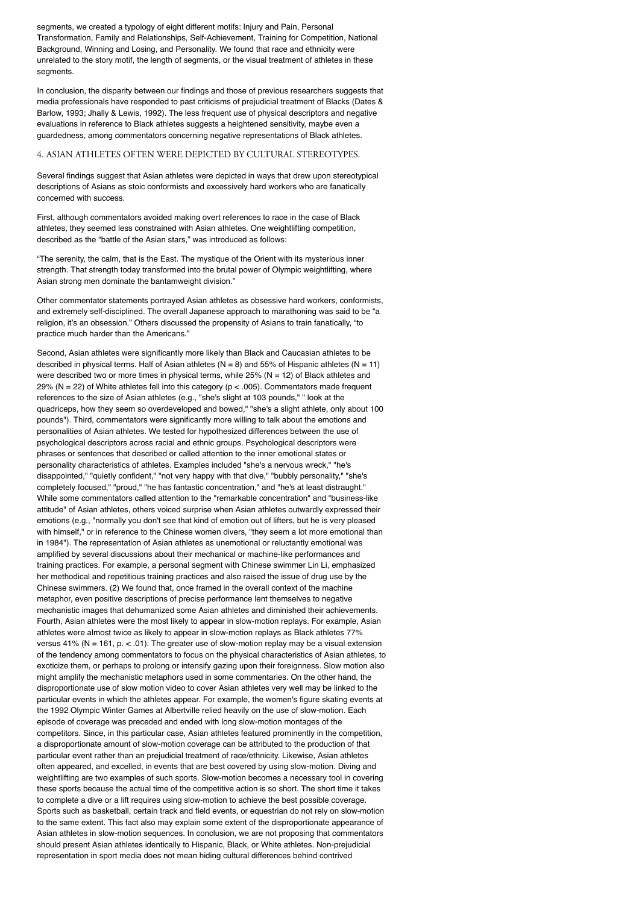segments, we created a typology of eight different motifs: Injury and Pain, Personal Transformation, Family and Relationships, Self-Achievement, Training for Competition, National Background, Winning and Losing, and Personality. We found that race and ethnicity were unrelated to the story motif, the length of segments, or the visual treatment of athletes in these segments.

In conclusion, the disparity between our findings and those of previous researchers suggests that media professionals have responded to past criticisms of prejudicial treatment of Blacks (Dates & Barlow, 1993; Jhally & Lewis, 1992). The less frequent use of physical descriptors and negative evaluations in reference to Black athletes suggests a heightened sensitivity, maybe even a guardedness, among commentators concerning negative representations of Black athletes.

### 4. ASIAN ATHLETES OFTEN WERE DEPICTED BY CULTURAL STEREOTYPES.

Several findings suggest that Asian athletes were depicted in ways that drew upon stereotypical descriptions of Asians as stoic conformists and excessively hard workers who are fanatically concerned with success.

First, although commentators avoided making overt references to race in the case of Black athletes, they seemed less constrained with Asian athletes. One weightlifting competition, described as the "battle of the Asian stars," was introduced as follows:

"The serenity, the calm, that is the East. The mystique of the Orient with its mysterious inner strength. That strength today transformed into the brutal power of Olympic weightlifting, where Asian strong men dominate the bantamweight division."

Other commentator statements portrayed Asian athletes as obsessive hard workers, conformists, and extremely self-disciplined. The overall Japanese approach to marathoning was said to be "a religion, it's an obsession." Others discussed the propensity of Asians to train fanatically, "to practice much harder than the Americans."

Second, Asian athletes were significantly more likely than Black and Caucasian athletes to be described in physical terms. Half of Asian athletes ($N = 8$) and 55% of Hispanic athletes ($N = 11$) were described two or more times in physical terms, while 25% ($N = 12$) of Black athletes and 29% ($N = 22$) of White athletes fell into this category ($p < .005$). Commentators made frequent references to the size of Asian athletes (e.g., "she's slight at 103 pounds," " look at the quadriceps, how they seem so overdeveloped and bowed," "she's a slight athlete, only about 100 pounds"). Third, commentators were significantly more willing to talk about the emotions and personalities of Asian athletes. We tested for hypothesized differences between the use of psychological descriptors across racial and ethnic groups. Psychological descriptors were phrases or sentences that described or called attention to the inner emotional states or personality characteristics of athletes. Examples included "she's a nervous wreck," "he's disappointed," "quietly confident," "not very happy with that dive," "bubbly personality," "she's completely focused," "proud," "he has fantastic concentration," and "he's at least distraught." While some commentators called attention to the "remarkable concentration" and "business-like attitude" of Asian athletes, others voiced surprise when Asian athletes outwardly expressed their emotions (e.g., "normally you don't see that kind of emotion out of lifters, but he is very pleased with himself," or in reference to the Chinese women divers, "they seem a lot more emotional than in 1984"). The representation of Asian athletes as unemotional or reluctantly emotional was amplified by several discussions about their mechanical or machine-like performances and training practices. For example, a personal segment with Chinese swimmer Lin Li, emphasized her methodical and repetitious training practices and also raised the issue of drug use by the Chinese swimmers. (2) We found that, once framed in the overall context of the machine metaphor, even positive descriptions of precise performance lent themselves to negative mechanistic images that dehumanized some Asian athletes and diminished their achievements. Fourth, Asian athletes were the most likely to appear in slow-motion replays. For example, Asian athletes were almost twice as likely to appear in slow-motion replays as Black athletes 77% versus 41% ($N = 161$, $p. < .01$). The greater use of slow-motion replay may be a visual extension of the tendency among commentators to focus on the physical characteristics of Asian athletes, to exoticize them, or perhaps to prolong or intensify gazing upon their foreignness. Slow motion also might amplify the mechanistic metaphors used in some commentaries. On the other hand, the disproportionate use of slow motion video to cover Asian athletes very well may be linked to the particular events in which the athletes appear. For example, the women's figure skating events at the 1992 Olympic Winter Games at Albertville relied heavily on the use of slow-motion. Each episode of coverage was preceded and ended with long slow-motion montages of the competitors. Since, in this particular case, Asian athletes featured prominently in the competition, a disproportionate amount of slow-motion coverage can be attributed to the production of that particular event rather than an prejudicial treatment of race/ethnicity. Likewise, Asian athletes often appeared, and excelled, in events that are best covered by using slow-motion. Diving and weightlifting are two examples of such sports. Slow-motion becomes a necessary tool in covering these sports because the actual time of the competitive action is so short. The short time it takes to complete a dive or a lift requires using slow-motion to achieve the best possible coverage. Sports such as basketball, certain track and field events, or equestrian do not rely on slow-motion to the same extent. This fact also may explain some extent of the disproportionate appearance of Asian athletes in slow-motion sequences. In conclusion, we are not proposing that commentators should present Asian athletes identically to Hispanic, Black, or White athletes. Non-prejudicial representation in sport media does not mean hiding cultural differences behind contrived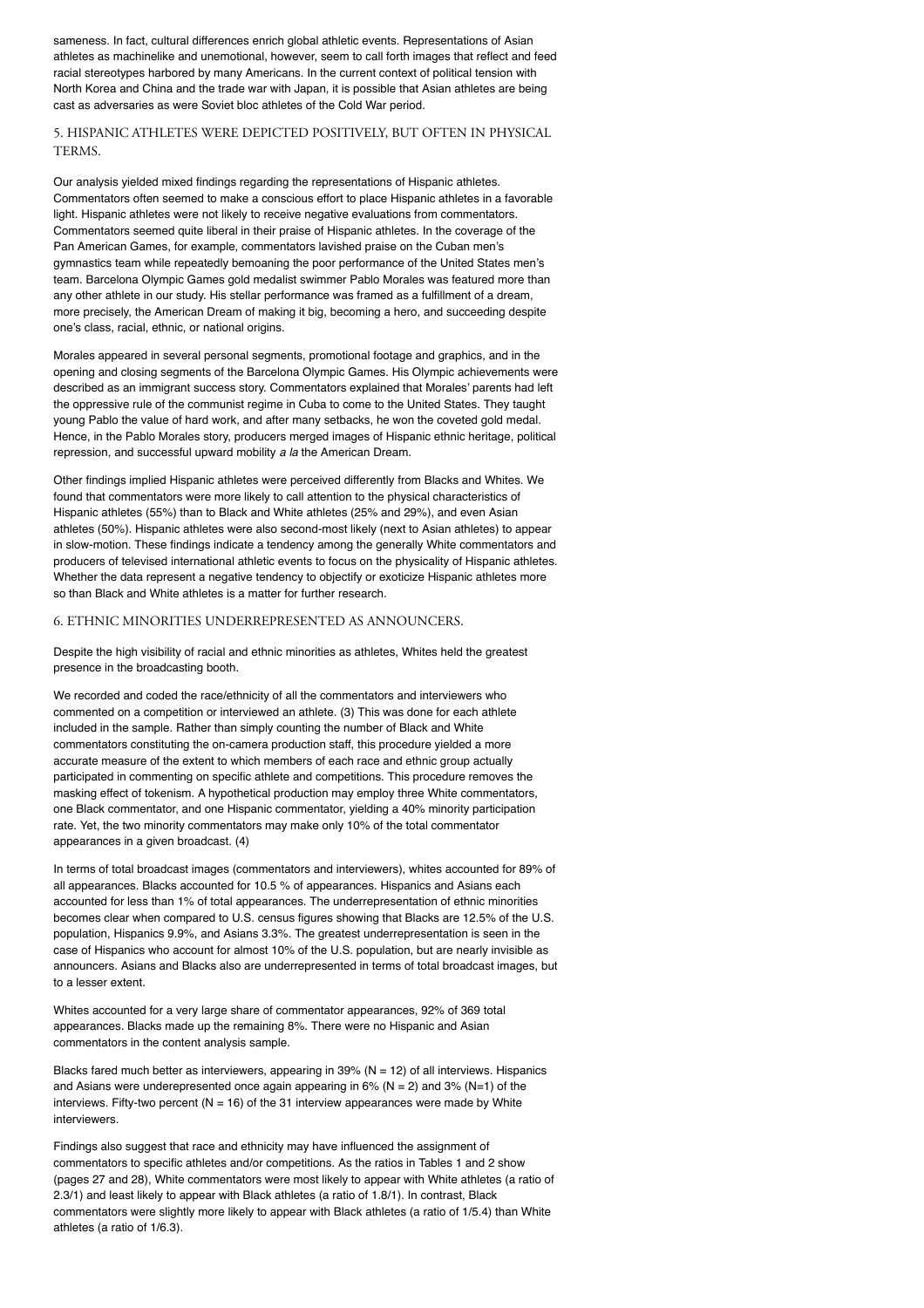sameness. In fact, cultural differences enrich global athletic events. Representations of Asian athletes as machinelike and unemotional, however, seem to call forth images that reflect and feed racial stereotypes harbored by many Americans. In the current context of political tension with North Korea and China and the trade war with Japan, it is possible that Asian athletes are being cast as adversaries as were Soviet bloc athletes of the Cold War period.

## 5. HISPANIC ATHLETES WERE DEPICTED POSITIVELY, BUT OFTEN IN PHYSICAL TERMS.

Our analysis yielded mixed findings regarding the representations of Hispanic athletes. Commentators often seemed to make a conscious effort to place Hispanic athletes in a favorable light. Hispanic athletes were not likely to receive negative evaluations from commentators. Commentators seemed quite liberal in their praise of Hispanic athletes. In the coverage of the Pan American Games, for example, commentators lavished praise on the Cuban men's gymnastics team while repeatedly bemoaning the poor performance of the United States men's team. Barcelona Olympic Games gold medalist swimmer Pablo Morales was featured more than any other athlete in our study. His stellar performance was framed as a fulfillment of a dream, more precisely, the American Dream of making it big, becoming a hero, and succeeding despite one's class, racial, ethnic, or national origins.

Morales appeared in several personal segments, promotional footage and graphics, and in the opening and closing segments of the Barcelona Olympic Games. His Olympic achievements were described as an immigrant success story. Commentators explained that Morales' parents had left the oppressive rule of the communist regime in Cuba to come to the United States. They taught young Pablo the value of hard work, and after many setbacks, he won the coveted gold medal. Hence, in the Pablo Morales story, producers merged images of Hispanic ethnic heritage, political repression, and successful upward mobility *a la* the American Dream.

Other findings implied Hispanic athletes were perceived differently from Blacks and Whites. We found that commentators were more likely to call attention to the physical characteristics of Hispanic athletes (55%) than to Black and White athletes (25% and 29%), and even Asian athletes (50%). Hispanic athletes were also second-most likely (next to Asian athletes) to appear in slow-motion. These findings indicate a tendency among the generally White commentators and producers of televised international athletic events to focus on the physicality of Hispanic athletes. Whether the data represent a negative tendency to objectify or exoticize Hispanic athletes more so than Black and White athletes is a matter for further research.

## 6. ETHNIC MINORITIES UNDERREPRESENTED AS ANNOUNCERS.

Despite the high visibility of racial and ethnic minorities as athletes, Whites held the greatest presence in the broadcasting booth.

We recorded and coded the race/ethnicity of all the commentators and interviewers who commented on a competition or interviewed an athlete. (3) This was done for each athlete included in the sample. Rather than simply counting the number of Black and White commentators constituting the on-camera production staff, this procedure yielded a more accurate measure of the extent to which members of each race and ethnic group actually participated in commenting on specific athlete and competitions. This procedure removes the masking effect of tokenism. A hypothetical production may employ three White commentators, one Black commentator, and one Hispanic commentator, yielding a 40% minority participation rate. Yet, the two minority commentators may make only 10% of the total commentator appearances in a given broadcast. (4)

In terms of total broadcast images (commentators and interviewers), whites accounted for 89% of all appearances. Blacks accounted for 10.5 % of appearances. Hispanics and Asians each accounted for less than 1% of total appearances. The underrepresentation of ethnic minorities becomes clear when compared to U.S. census figures showing that Blacks are 12.5% of the U.S. population, Hispanics 9.9%, and Asians 3.3%. The greatest underrepresentation is seen in the case of Hispanics who account for almost 10% of the U.S. population, but are nearly invisible as announcers. Asians and Blacks also are underrepresented in terms of total broadcast images, but to a lesser extent.

Whites accounted for a very large share of commentator appearances, 92% of 369 total appearances. Blacks made up the remaining 8%. There were no Hispanic and Asian commentators in the content analysis sample.

Blacks fared much better as interviewers, appearing in 39% (N = 12) of all interviews. Hispanics and Asians were underrepresented once again appearing in 6% (N = 2) and 3% (N=1) of the interviews. Fifty-two percent (N = 16) of the 31 interview appearances were made by White interviewers.

Findings also suggest that race and ethnicity may have influenced the assignment of commentators to specific athletes and/or competitions. As the ratios in Tables 1 and 2 show (pages 27 and 28), White commentators were most likely to appear with White athletes (a ratio of 2.3/1) and least likely to appear with Black athletes (a ratio of 1.8/1). In contrast, Black commentators were slightly more likely to appear with Black athletes (a ratio of 1/5.4) than White athletes (a ratio of 1/6.3).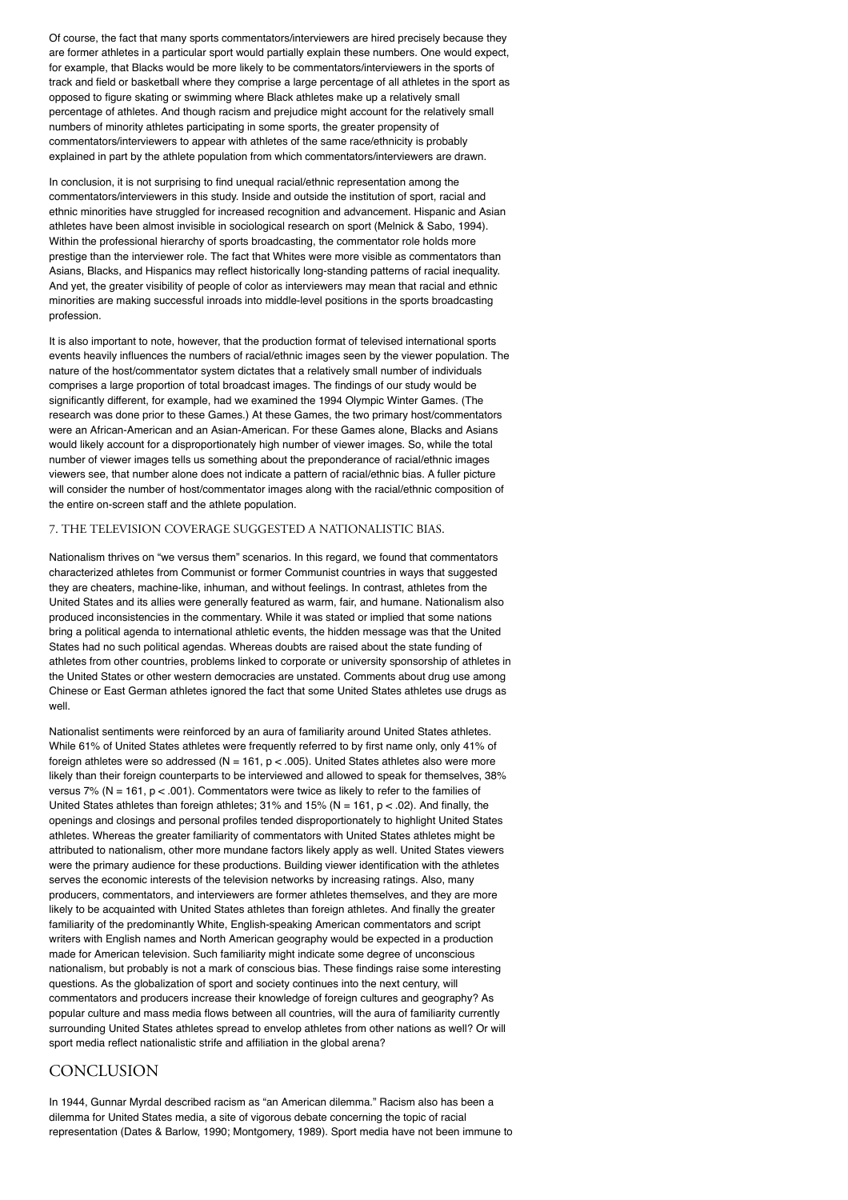Of course, the fact that many sports commentators/interviewers are hired precisely because they are former athletes in a particular sport would partially explain these numbers. One would expect, for example, that Blacks would be more likely to be commentators/interviewers in the sports of track and field or basketball where they comprise a large percentage of all athletes in the sport as opposed to figure skating or swimming where Black athletes make up a relatively small percentage of athletes. And though racism and prejudice might account for the relatively small numbers of minority athletes participating in some sports, the greater propensity of commentators/interviewers to appear with athletes of the same race/ethnicity is probably explained in part by the athlete population from which commentators/interviewers are drawn.

In conclusion, it is not surprising to find unequal racial/ethnic representation among the commentators/interviewers in this study. Inside and outside the institution of sport, racial and ethnic minorities have struggled for increased recognition and advancement. Hispanic and Asian athletes have been almost invisible in sociological research on sport (Melnick & Sabo, 1994). Within the professional hierarchy of sports broadcasting, the commentator role holds more prestige than the interviewer role. The fact that Whites were more visible as commentators than Asians, Blacks, and Hispanics may reflect historically long-standing patterns of racial inequality. And yet, the greater visibility of people of color as interviewers may mean that racial and ethnic minorities are making successful inroads into middle-level positions in the sports broadcasting profession.

It is also important to note, however, that the production format of televised international sports events heavily influences the numbers of racial/ethnic images seen by the viewer population. The nature of the host/commentator system dictates that a relatively small number of individuals comprises a large proportion of total broadcast images. The findings of our study would be significantly different, for example, had we examined the 1994 Olympic Winter Games. (The research was done prior to these Games.) At these Games, the two primary host/commentators were an African-American and an Asian-American. For these Games alone, Blacks and Asians would likely account for a disproportionately high number of viewer images. So, while the total number of viewer images tells us something about the preponderance of racial/ethnic images viewers see, that number alone does not indicate a pattern of racial/ethnic bias. A fuller picture will consider the number of host/commentator images along with the racial/ethnic composition of the entire on-screen staff and the athlete population.

### 7. THE TELEVISION COVERAGE SUGGESTED A NATIONALISTIC BIAS.

Nationalism thrives on "we versus them" scenarios. In this regard, we found that commentators characterized athletes from Communist or former Communist countries in ways that suggested they are cheaters, machine-like, inhuman, and without feelings. In contrast, athletes from the United States and its allies were generally featured as warm, fair, and humane. Nationalism also produced inconsistencies in the commentary. While it was stated or implied that some nations bring a political agenda to international athletic events, the hidden message was that the United States had no such political agendas. Whereas doubts are raised about the state funding of athletes from other countries, problems linked to corporate or university sponsorship of athletes in the United States or other western democracies are unstated. Comments about drug use among Chinese or East German athletes ignored the fact that some United States athletes use drugs as well.

Nationalist sentiments were reinforced by an aura of familiarity around United States athletes. While 61% of United States athletes were frequently referred to by first name only, only 41% of foreign athletes were so addressed ($N = 161$, $p < .005$). United States athletes also were more likely than their foreign counterparts to be interviewed and allowed to speak for themselves, 38% versus 7% ($N = 161$, $p < .001$). Commentators were twice as likely to refer to the families of United States athletes than foreign athletes; 31% and 15% ($N = 161$, $p < .02$). And finally, the openings and closings and personal profiles tended disproportionately to highlight United States athletes. Whereas the greater familiarity of commentators with United States athletes might be attributed to nationalism, other more mundane factors likely apply as well. United States viewers were the primary audience for these productions. Building viewer identification with the athletes serves the economic interests of the television networks by increasing ratings. Also, many producers, commentators, and interviewers are former athletes themselves, and they are more likely to be acquainted with United States athletes than foreign athletes. And finally the greater familiarity of the predominantly White, English-speaking American commentators and script writers with English names and North American geography would be expected in a production made for American television. Such familiarity might indicate some degree of unconscious nationalism, but probably is not a mark of conscious bias. These findings raise some interesting questions. As the globalization of sport and society continues into the next century, will commentators and producers increase their knowledge of foreign cultures and geography? As popular culture and mass media flows between all countries, will the aura of familiarity currently surrounding United States athletes spread to envelop athletes from other nations as well? Or will sport media reflect nationalistic strife and affiliation in the global arena?

## CONCLUSION

In 1944, Gunnar Myrdal described racism as "an American dilemma." Racism also has been a dilemma for United States media, a site of vigorous debate concerning the topic of racial representation (Dates & Barlow, 1990; Montgomery, 1989). Sport media have not been immune to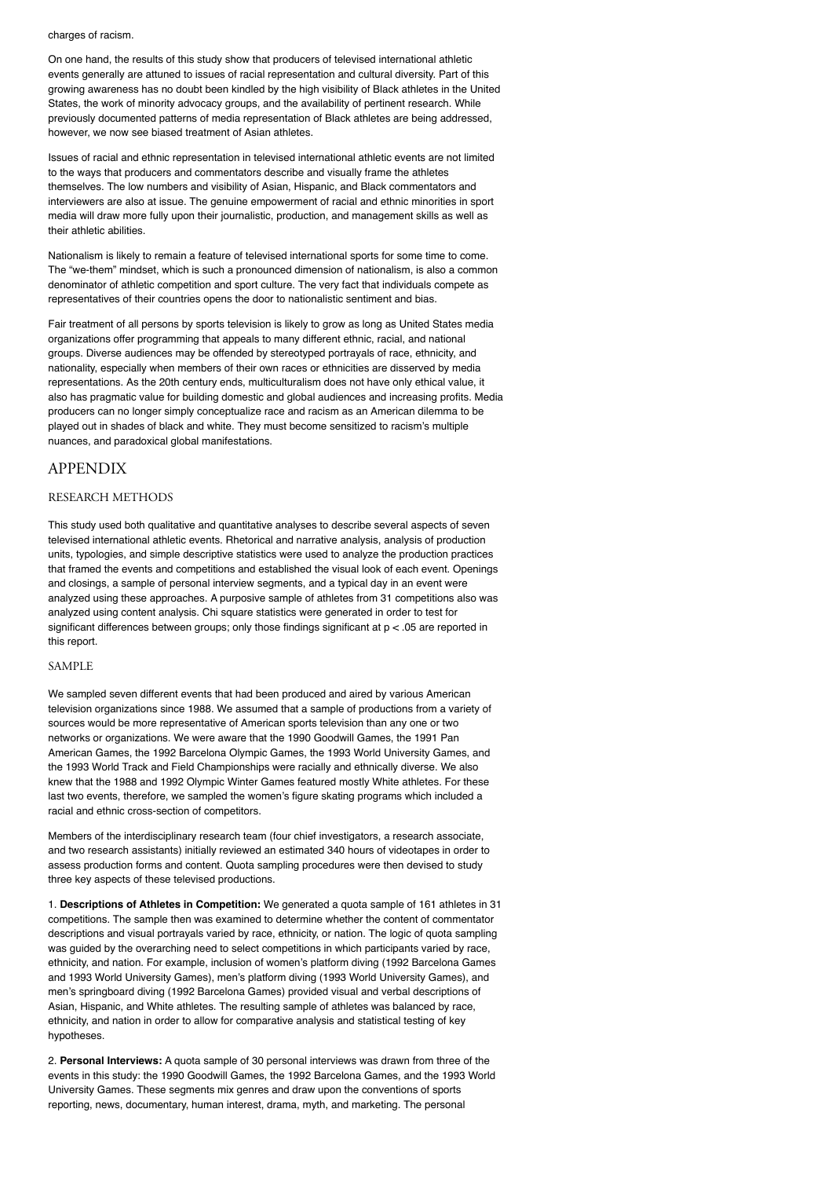charges of racism.

On one hand, the results of this study show that producers of televised international athletic events generally are attuned to issues of racial representation and cultural diversity. Part of this growing awareness has no doubt been kindled by the high visibility of Black athletes in the United States, the work of minority advocacy groups, and the availability of pertinent research. While previously documented patterns of media representation of Black athletes are being addressed, however, we now see biased treatment of Asian athletes.

Issues of racial and ethnic representation in televised international athletic events are not limited to the ways that producers and commentators describe and visually frame the athletes themselves. The low numbers and visibility of Asian, Hispanic, and Black commentators and interviewers are also at issue. The genuine empowerment of racial and ethnic minorities in sport media will draw more fully upon their journalistic, production, and management skills as well as their athletic abilities.

Nationalism is likely to remain a feature of televised international sports for some time to come. The "we-them" mindset, which is such a pronounced dimension of nationalism, is also a common denominator of athletic competition and sport culture. The very fact that individuals compete as representatives of their countries opens the door to nationalistic sentiment and bias.

Fair treatment of all persons by sports television is likely to grow as long as United States media organizations offer programming that appeals to many different ethnic, racial, and national groups. Diverse audiences may be offended by stereotyped portrayals of race, ethnicity, and nationality, especially when members of their own races or ethnicities are disserved by media representations. As the 20th century ends, multiculturalism does not have only ethical value, it also has pragmatic value for building domestic and global audiences and increasing profits. Media producers can no longer simply conceptualize race and racism as an American dilemma to be played out in shades of black and white. They must become sensitized to racism's multiple nuances, and paradoxical global manifestations.

## APPENDIX

### RESEARCH METHODS

This study used both qualitative and quantitative analyses to describe several aspects of seven televised international athletic events. Rhetorical and narrative analysis, analysis of production units, typologies, and simple descriptive statistics were used to analyze the production practices that framed the events and competitions and established the visual look of each event. Openings and closings, a sample of personal interview segments, and a typical day in an event were analyzed using these approaches. A purposive sample of athletes from 31 competitions also was analyzed using content analysis. Chi square statistics were generated in order to test for significant differences between groups; only those findings significant at $p < .05$ are reported in this report.

### SAMPLE

We sampled seven different events that had been produced and aired by various American television organizations since 1988. We assumed that a sample of productions from a variety of sources would be more representative of American sports television than any one or two networks or organizations. We were aware that the 1990 Goodwill Games, the 1991 Pan American Games, the 1992 Barcelona Olympic Games, the 1993 World University Games, and the 1993 World Track and Field Championships were racially and ethnically diverse. We also knew that the 1988 and 1992 Olympic Winter Games featured mostly White athletes. For these last two events, therefore, we sampled the women's figure skating programs which included a racial and ethnic cross-section of competitors.

Members of the interdisciplinary research team (four chief investigators, a research associate, and two research assistants) initially reviewed an estimated 340 hours of videotapes in order to assess production forms and content. Quota sampling procedures were then devised to study three key aspects of these televised productions.

1. **Descriptions of Athletes in Competition:** We generated a quota sample of 161 athletes in 31 competitions. The sample then was examined to determine whether the content of commentator descriptions and visual portrayals varied by race, ethnicity, or nation. The logic of quota sampling was guided by the overarching need to select competitions in which participants varied by race, ethnicity, and nation. For example, inclusion of women's platform diving (1992 Barcelona Games and 1993 World University Games), men's platform diving (1993 World University Games), and men's springboard diving (1992 Barcelona Games) provided visual and verbal descriptions of Asian, Hispanic, and White athletes. The resulting sample of athletes was balanced by race, ethnicity, and nation in order to allow for comparative analysis and statistical testing of key hypotheses.

2. **Personal Interviews:** A quota sample of 30 personal interviews was drawn from three of the events in this study: the 1990 Goodwill Games, the 1992 Barcelona Games, and the 1993 World University Games. These segments mix genres and draw upon the conventions of sports reporting, news, documentary, human interest, drama, myth, and marketing. The personal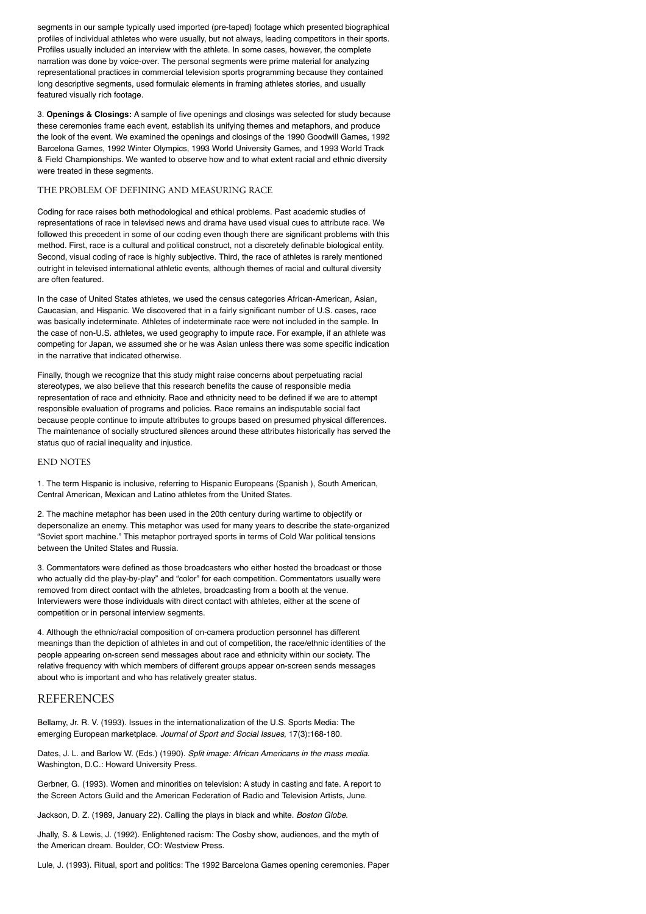segments in our sample typically used imported (pre-taped) footage which presented biographical profiles of individual athletes who were usually, but not always, leading competitors in their sports. Profiles usually included an interview with the athlete. In some cases, however, the complete narration was done by voice-over. The personal segments were prime material for analyzing representational practices in commercial television sports programming because they contained long descriptive segments, used formulaic elements in framing athletes stories, and usually featured visually rich footage.

3. **Openings & Closings:** A sample of five openings and closings was selected for study because these ceremonies frame each event, establish its unifying themes and metaphors, and produce the look of the event. We examined the openings and closings of the 1990 Goodwill Games, 1992 Barcelona Games, 1992 Winter Olympics, 1993 World University Games, and 1993 World Track & Field Championships. We wanted to observe how and to what extent racial and ethnic diversity were treated in these segments.

## THE PROBLEM OF DEFINING AND MEASURING RACE

Coding for race raises both methodological and ethical problems. Past academic studies of representations of race in televised news and drama have used visual cues to attribute race. We followed this precedent in some of our coding even though there are significant problems with this method. First, race is a cultural and political construct, not a discretely definable biological entity. Second, visual coding of race is highly subjective. Third, the race of athletes is rarely mentioned outright in televised international athletic events, although themes of racial and cultural diversity are often featured.

In the case of United States athletes, we used the census categories African-American, Asian, Caucasian, and Hispanic. We discovered that in a fairly significant number of U.S. cases, race was basically indeterminate. Athletes of indeterminate race were not included in the sample. In the case of non-U.S. athletes, we used geography to impute race. For example, if an athlete was competing for Japan, we assumed she or he was Asian unless there was some specific indication in the narrative that indicated otherwise.

Finally, though we recognize that this study might raise concerns about perpetuating racial stereotypes, we also believe that this research benefits the cause of responsible media representation of race and ethnicity. Race and ethnicity need to be defined if we are to attempt responsible evaluation of programs and policies. Race remains an indisputable social fact because people continue to impute attributes to groups based on presumed physical differences. The maintenance of socially structured silences around these attributes historically has served the status quo of racial inequality and injustice.

## END NOTES

1. The term Hispanic is inclusive, referring to Hispanic Europeans (Spanish ), South American, Central American, Mexican and Latino athletes from the United States.

2. The machine metaphor has been used in the 20th century during wartime to objectify or depersonalize an enemy. This metaphor was used for many years to describe the state-organized "Soviet sport machine." This metaphor portrayed sports in terms of Cold War political tensions between the United States and Russia.

3. Commentators were defined as those broadcasters who either hosted the broadcast or those who actually did the play-by-play" and "color" for each competition. Commentators usually were removed from direct contact with the athletes, broadcasting from a booth at the venue. Interviewers were those individuals with direct contact with athletes, either at the scene of competition or in personal interview segments.

4. Although the ethnic/racial composition of on-camera production personnel has different meanings than the depiction of athletes in and out of competition, the race/ethnic identities of the people appearing on-screen send messages about race and ethnicity within our society. The relative frequency with which members of different groups appear on-screen sends messages about who is important and who has relatively greater status.

# REFERENCES

Bellamy, Jr. R. V. (1993). Issues in the internationalization of the U.S. Sports Media: The emerging European marketplace. *Journal of Sport and Social Issues*, 17(3):168-180.

Dates, J. L. and Barlow W. (Eds.) (1990). *Split image: African Americans in the mass media*. Washington, D.C.: Howard University Press.

Gerbner, G. (1993). Women and minorities on television: A study in casting and fate. A report to the Screen Actors Guild and the American Federation of Radio and Television Artists, June.

Jackson, D. Z. (1989, January 22). Calling the plays in black and white. *Boston Globe*.

Jhally, S. & Lewis, J. (1992). Enlightened racism: The Cosby show, audiences, and the myth of the American dream. Boulder, CO: Westview Press.

Lule, J. (1993). Ritual, sport and politics: The 1992 Barcelona Games opening ceremonies. Paper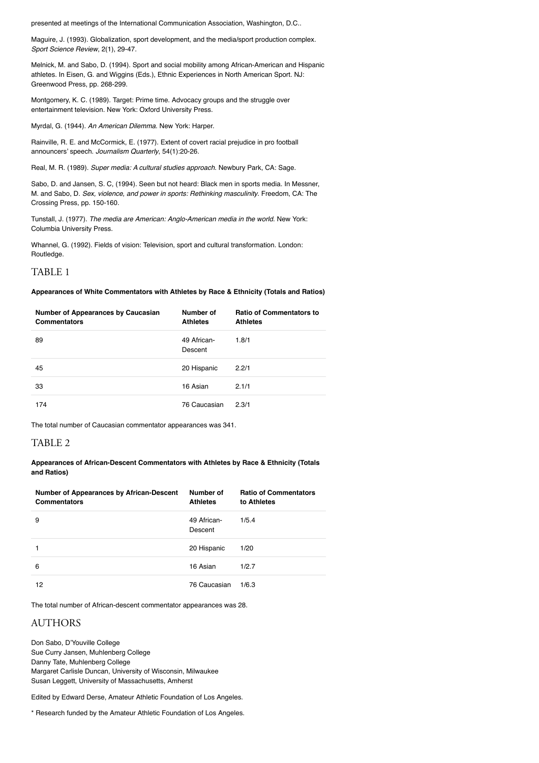presented at meetings of the International Communication Association, Washington, D.C..

Maguire, J. (1993). Globalization, sport development, and the media/sport production complex. *Sport Science Review*, 2(1), 29-47.

Melnick, M. and Sabo, D. (1994). Sport and social mobility among African-American and Hispanic athletes. In Eisen, G. and Wiggins (Eds.), Ethnic Experiences in North American Sport. NJ: Greenwood Press, pp. 268-299.

Montgomery, K. C. (1989). Target: Prime time. Advocacy groups and the struggle over entertainment television. New York: Oxford University Press.

Myrdal, G. (1944). *An American Dilemma*. New York: Harper.

Rainville, R. E. and McCormick, E. (1977). Extent of covert racial prejudice in pro football announcers' speech. *Journalism Quarterly*, 54(1):20-26.

Real, M. R. (1989). *Super media: A cultural studies approach*. Newbury Park, CA: Sage.

Sabo, D. and Jansen, S. C, (1994). Seen but not heard: Black men in sports media. In Messner, M. and Sabo, D. *Sex, violence, and power in sports: Rethinking masculinity*. Freedom, CA: The Crossing Press, pp. 150-160.

Tunstall, J. (1977). *The media are American: Anglo-American media in the world*. New York: Columbia University Press.

Whannel, G. (1992). Fields of vision: Television, sport and cultural transformation. London: Routledge.

## TABLE 1

**Appearances of White Commentators with Athletes by Race & Ethnicity (Totals and Ratios)**

| Number of Appearances by Caucasian Commentators | Number of Athletes | Ratio of Commentators to Athletes |
|---|---|---|
| 89 | 49 African-Descent | 1.8/1 |
| 45 | 20 Hispanic | 2.2/1 |
| 33 | 16 Asian | 2.1/1 |
| 174 | 76 Caucasian | 2.3/1 |

The total number of Caucasian commentator appearances was 341.

## TABLE 2

**Appearances of African-Descent Commentators with Athletes by Race & Ethnicity (Totals and Ratios)**

| Number of Appearances by African-Descent Commentators | Number of Athletes | Ratio of Commentators to Athletes |
|---|---|---|
| 9 | 49 African-Descent | 1/5.4 |
| 1 | 20 Hispanic | 1/20 |
| 6 | 16 Asian | 1/2.7 |
| 12 | 76 Caucasian | 1/6.3 |

The total number of African-descent commentator appearances was 28.

## AUTHORS

Don Sabo, D'Youville College
Sue Curry Jansen, Muhlenberg College
Danny Tate, Muhlenberg College
Margaret Carlisle Duncan, University of Wisconsin, Milwaukee
Susan Leggett, University of Massachusetts, Amherst

Edited by Edward Derse, Amateur Athletic Foundation of Los Angeles.

* Research funded by the Amateur Athletic Foundation of Los Angeles.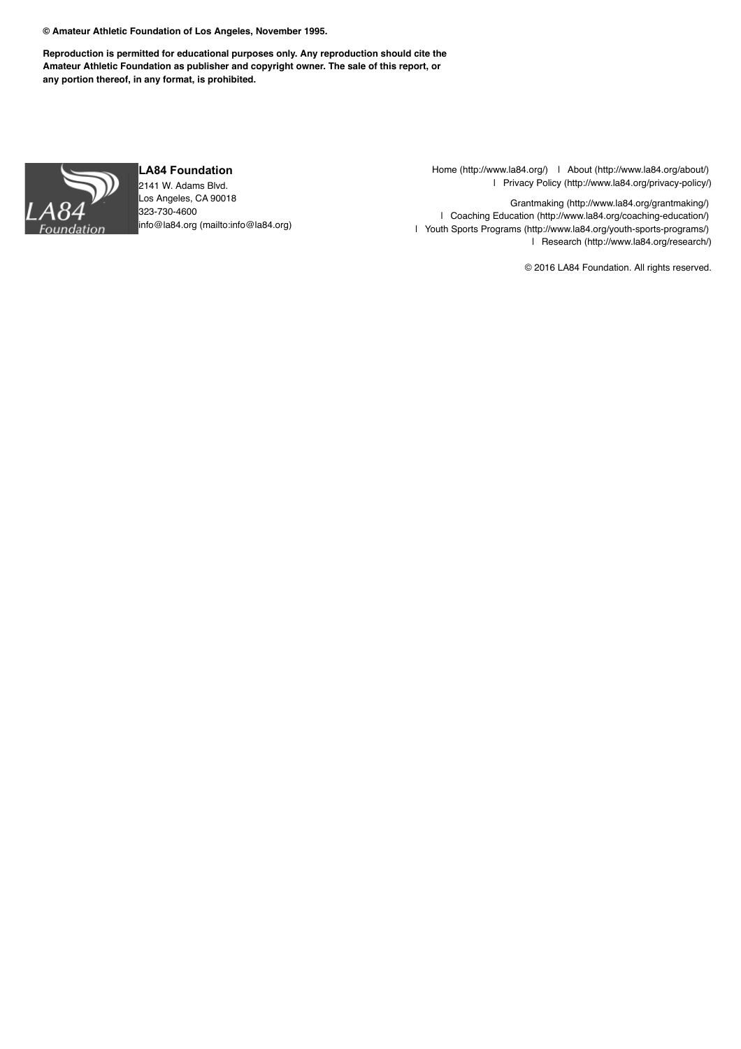**© Amateur Athletic Foundation of Los Angeles, November 1995.**

**Reproduction is permitted for educational purposes only. Any reproduction should cite the Amateur Athletic Foundation as publisher and copyright owner. The sale of this report, or any portion thereof, in any format, is prohibited.**

**LA84 Foundation**

2141 W. Adams Blvd.
Los Angeles, CA 90018
323-730-4600
info@la84.org (mailto:info@la84.org)

Home (http://www.la84.org/) | About (http://www.la84.org/about/) | Privacy Policy (http://www.la84.org/privacy-policy/)

Grantmaking (http://www.la84.org/grantmaking/) | Coaching Education (http://www.la84.org/coaching-education/) | Youth Sports Programs (http://www.la84.org/youth-sports-programs/) | Research (http://www.la84.org/research/)

© 2016 LA84 Foundation. All rights reserved.